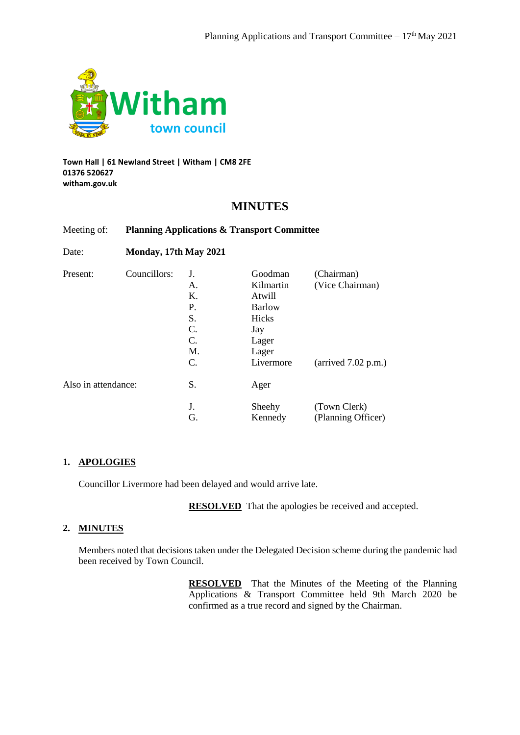**Witham town council**

**Town Hall | 61 Newland Street | Witham | CM8 2FE**
**01376 520627**
**witham.gov.uk**

# MINUTES

| | | | | |
|---|---|---|---|---|
| Meeting of: | **Planning Applications & Transport Committee** | | | |
| Date: | **Monday, 17th May 2021** | | | |
| Present: | Councillors: | J. | Goodman | (Chairman) |
| | | A. | Kilmartin | (Vice Chairman) |
| | | K. | Atwill | |
| | | P. | Barlow | |
| | | S. | Hicks | |
| | | C. | Jay | |
| | | C. | Lager | |
| | | M. | Lager | |
| | | C. | Livermore | (arrived 7.02 p.m.) |
| Also in attendance: | | S. | Ager | |
| | | J. | Sheehy | (Town Clerk) |
| | | G. | Kennedy | (Planning Officer) |

## 1. APOLOGIES

Councillor Livermore had been delayed and would arrive late.

**RESOLVED** That the apologies be received and accepted.

## 2. MINUTES

Members noted that decisions taken under the Delegated Decision scheme during the pandemic had been received by Town Council.

**RESOLVED** That the Minutes of the Meeting of the Planning Applications & Transport Committee held 9th March 2020 be confirmed as a true record and signed by the Chairman.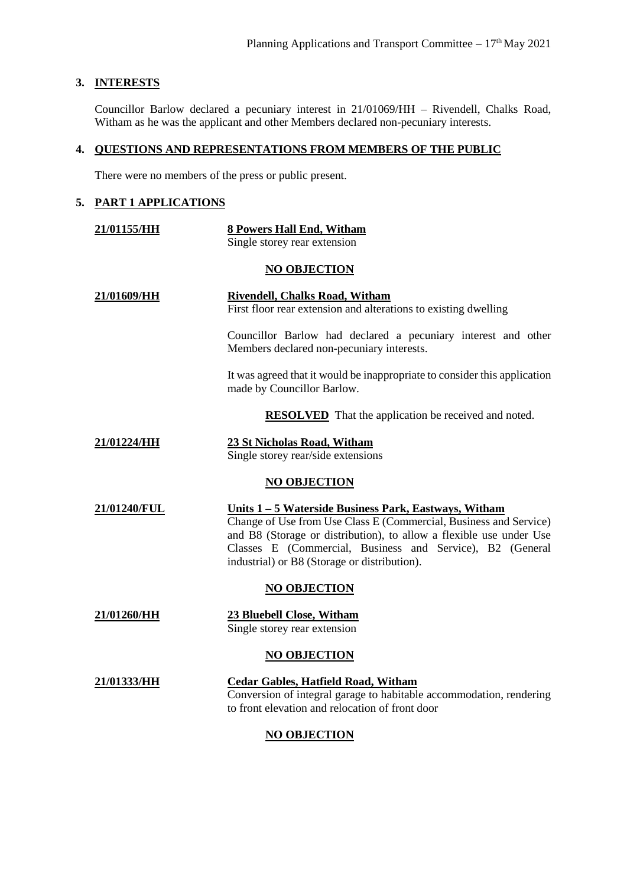## 3. INTERESTS

Councillor Barlow declared a pecuniary interest in 21/01069/HH – Rivendell, Chalks Road, Witham as he was the applicant and other Members declared non-pecuniary interests.

## 4. QUESTIONS AND REPRESENTATIONS FROM MEMBERS OF THE PUBLIC

There were no members of the press or public present.

## 5. PART 1 APPLICATIONS

**21/01155/HH** — **8 Powers Hall End, Witham**
Single storey rear extension

**NO OBJECTION**

**21/01609/HH** — **Rivendell, Chalks Road, Witham**
First floor rear extension and alterations to existing dwelling

Councillor Barlow had declared a pecuniary interest and other Members declared non-pecuniary interests.

It was agreed that it would be inappropriate to consider this application made by Councillor Barlow.

**RESOLVED** That the application be received and noted.

**21/01224/HH** — **23 St Nicholas Road, Witham**
Single storey rear/side extensions

**NO OBJECTION**

**21/01240/FUL** — **Units 1 – 5 Waterside Business Park, Eastways, Witham**
Change of Use from Use Class E (Commercial, Business and Service) and B8 (Storage or distribution), to allow a flexible use under Use Classes E (Commercial, Business and Service), B2 (General industrial) or B8 (Storage or distribution).

**NO OBJECTION**

**21/01260/HH** — **23 Bluebell Close, Witham**
Single storey rear extension

**NO OBJECTION**

**21/01333/HH** — **Cedar Gables, Hatfield Road, Witham**
Conversion of integral garage to habitable accommodation, rendering to front elevation and relocation of front door

**NO OBJECTION**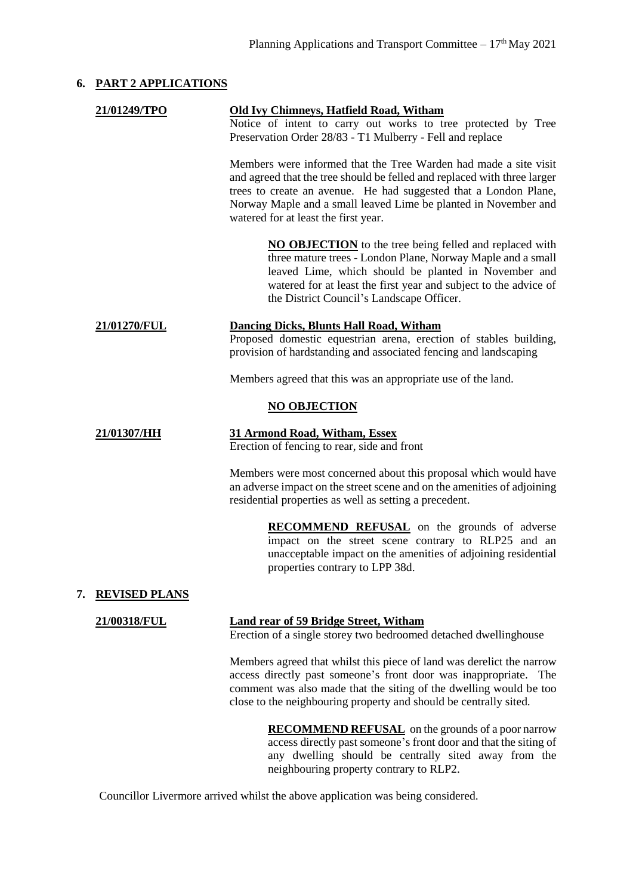## 6. PART 2 APPLICATIONS

**21/01249/TPO** **Old Ivy Chimneys, Hatfield Road, Witham**

Notice of intent to carry out works to tree protected by Tree Preservation Order 28/83 - T1 Mulberry - Fell and replace

Members were informed that the Tree Warden had made a site visit and agreed that the tree should be felled and replaced with three larger trees to create an avenue. He had suggested that a London Plane, Norway Maple and a small leaved Lime be planted in November and watered for at least the first year.

> **NO OBJECTION** to the tree being felled and replaced with three mature trees - London Plane, Norway Maple and a small leaved Lime, which should be planted in November and watered for at least the first year and subject to the advice of the District Council's Landscape Officer.

**21/01270/FUL** **Dancing Dicks, Blunts Hall Road, Witham**

Proposed domestic equestrian arena, erection of stables building, provision of hardstanding and associated fencing and landscaping

Members agreed that this was an appropriate use of the land.

**NO OBJECTION**

**21/01307/HH** **31 Armond Road, Witham, Essex**

Erection of fencing to rear, side and front

Members were most concerned about this proposal which would have an adverse impact on the street scene and on the amenities of adjoining residential properties as well as setting a precedent.

> **RECOMMEND REFUSAL** on the grounds of adverse impact on the street scene contrary to RLP25 and an unacceptable impact on the amenities of adjoining residential properties contrary to LPP 38d.

## 7. REVISED PLANS

**21/00318/FUL** **Land rear of 59 Bridge Street, Witham**

Erection of a single storey two bedroomed detached dwellinghouse

Members agreed that whilst this piece of land was derelict the narrow access directly past someone's front door was inappropriate. The comment was also made that the siting of the dwelling would be too close to the neighbouring property and should be centrally sited.

> **RECOMMEND REFUSAL** on the grounds of a poor narrow access directly past someone's front door and that the siting of any dwelling should be centrally sited away from the neighbouring property contrary to RLP2.

Councillor Livermore arrived whilst the above application was being considered.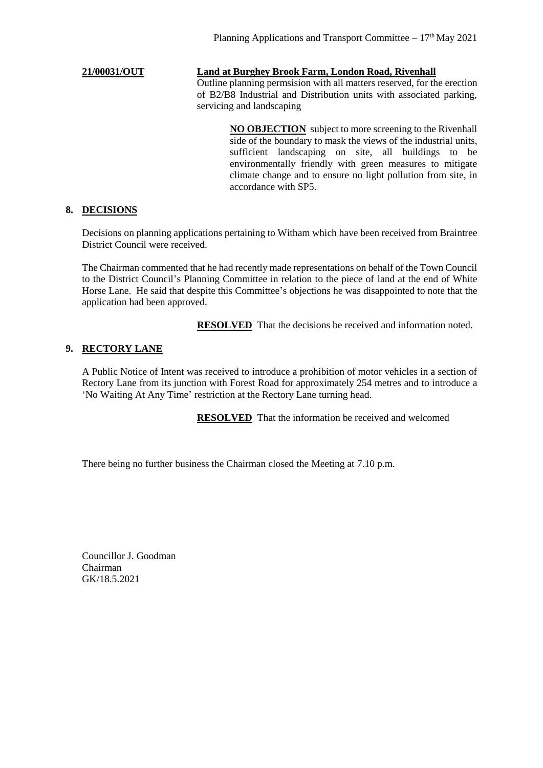**21/00031/OUT** **Land at Burghey Brook Farm, London Road, Rivenhall**

Outline planning permsision with all matters reserved, for the erection of B2/B8 Industrial and Distribution units with associated parking, servicing and landscaping

**NO OBJECTION** subject to more screening to the Rivenhall side of the boundary to mask the views of the industrial units, sufficient landscaping on site, all buildings to be environmentally friendly with green measures to mitigate climate change and to ensure no light pollution from site, in accordance with SP5.

## 8. DECISIONS

Decisions on planning applications pertaining to Witham which have been received from Braintree District Council were received.

The Chairman commented that he had recently made representations on behalf of the Town Council to the District Council's Planning Committee in relation to the piece of land at the end of White Horse Lane. He said that despite this Committee's objections he was disappointed to note that the application had been approved.

**RESOLVED** That the decisions be received and information noted.

## 9. RECTORY LANE

A Public Notice of Intent was received to introduce a prohibition of motor vehicles in a section of Rectory Lane from its junction with Forest Road for approximately 254 metres and to introduce a 'No Waiting At Any Time' restriction at the Rectory Lane turning head.

**RESOLVED** That the information be received and welcomed

There being no further business the Chairman closed the Meeting at 7.10 p.m.

Councillor J. Goodman
Chairman
GK/18.5.2021